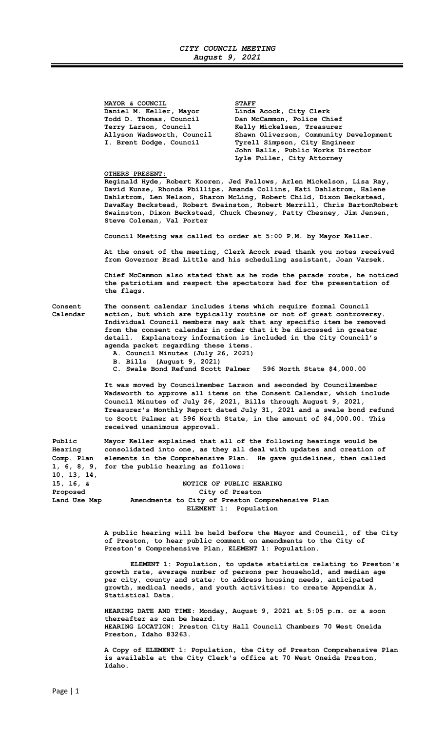*CITY COUNCIL MEETING*
*August 9, 2021*

| **MAYOR & COUNCIL** | **STAFF** |
|---|---|
| **Daniel M. Keller, Mayor** | **Linda Acock, City Clerk** |
| **Todd D. Thomas, Council** | **Dan McCammon, Police Chief** |
| **Terry Larson, Council** | **Kelly Mickelsen, Treasurer** |
| **Allyson Wadsworth, Council** | **Shawn Oliverson, Community Development** |
| **I. Brent Dodge, Council** | **Tyrell Simpson, City Engineer** |
| | **John Balls, Public Works Director** |
| | **Lyle Fuller, City Attorney** |

**OTHERS PRESENT:**
**Reginald Hyde, Robert Kooren, Jed Fellows, Arlen Mickelson, Lisa Ray, David Kunze, Rhonda Pbillips, Amanda Collins, Kati Dahlstrom, Halene Dahlstrom, Len Nelson, Sharon McLing, Robert Child, Dixon Beckstead, DavaKay Beckstead, Robert Swainston, Robert Merrill, Chris BartonRobert Swainston, Dixon Beckstead, Chuck Chesney, Patty Chesney, Jim Jensen, Steve Coleman, Val Porter**

**Council Meeting was called to order at 5:00 P.M. by Mayor Keller.**

**At the onset of the meeting, Clerk Acock read thank you notes received from Governor Brad Little and his scheduling assistant, Joan Varsek.**

**Chief McCammon also stated that as he rode the parade route, he noticed the patriotism and respect the spectators had for the presentation of the flags.**

**Consent Calendar**

**The consent calendar includes items which require formal Council action, but which are typically routine or not of great controversy. Individual Council members may ask that any specific item be removed from the consent calendar in order that it be discussed in greater detail. Explanatory information is included in the City Council's agenda packet regarding these items.**

**A. Council Minutes (July 26, 2021)**
**B. Bills (August 9, 2021)**
**C. Swale Bond Refund Scott Palmer 596 North State $4,000.00**

**It was moved by Councilmember Larson and seconded by Councilmember Wadsworth to approve all items on the Consent Calendar, which include Council Minutes of July 26, 2021, Bills through August 9, 2021, Treasurer's Monthly Report dated July 31, 2021 and a swale bond refund to Scott Palmer at 596 North State, in the amount of $4,000.00. This received unanimous approval.**

**Public Hearing Comp. Plan 1, 6, 8, 9, 10, 13, 14, 15, 16, & Proposed Land Use Map**

**Mayor Keller explained that all of the following hearings would be consolidated into one, as they all deal with updates and creation of elements in the Comprehensive Plan. He gave guidelines, then called for the public hearing as follows:**

**NOTICE OF PUBLIC HEARING**
**City of Preston**
**Amendments to City of Preston Comprehensive Plan**
**ELEMENT 1: Population**

**A public hearing will be held before the Mayor and Council, of the City of Preston, to hear public comment on amendments to the City of Preston's Comprehensive Plan, ELEMENT 1: Population.**

**ELEMENT 1: Population, to update statistics relating to Preston's growth rate, average number of persons per household, and median age per city, county and state; to address housing needs, anticipated growth, medical needs, and youth activities; to create Appendix A, Statistical Data.**

**HEARING DATE AND TIME: Monday, August 9, 2021 at 5:05 p.m. or a soon thereafter as can be heard.**
**HEARING LOCATION: Preston City Hall Council Chambers 70 West Oneida Preston, Idaho 83263.**

**A Copy of ELEMENT 1: Population, the City of Preston Comprehensive Plan is available at the City Clerk's office at 70 West Oneida Preston, Idaho.**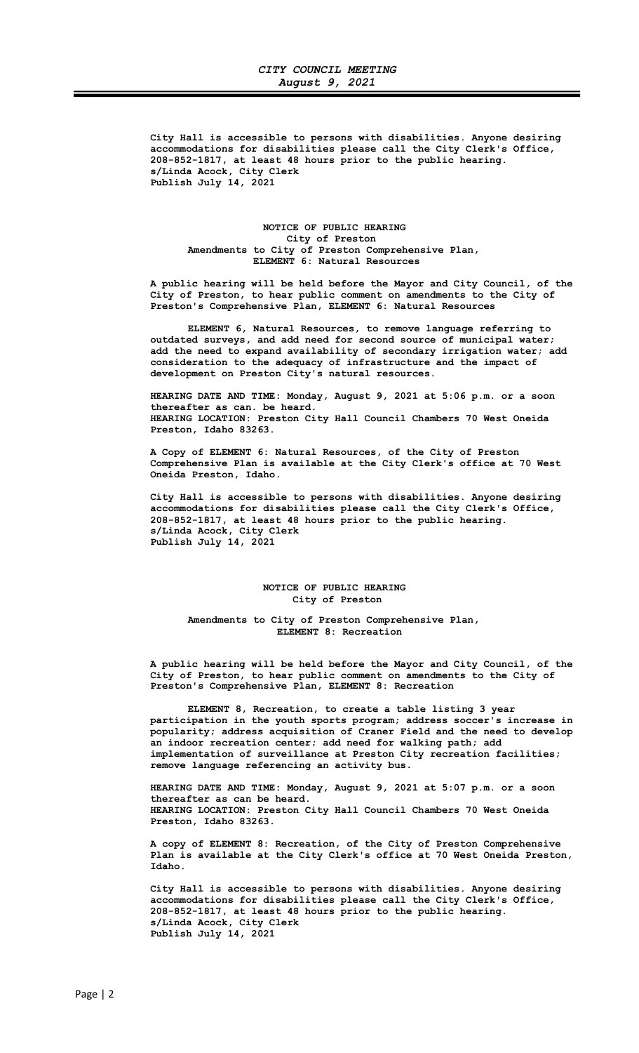City Hall is accessible to persons with disabilities. Anyone desiring accommodations for disabilities please call the City Clerk's Office, 208-852-1817, at least 48 hours prior to the public hearing.
s/Linda Acock, City Clerk
Publish July 14, 2021

**NOTICE OF PUBLIC HEARING**
**City of Preston**
**Amendments to City of Preston Comprehensive Plan,**
**ELEMENT 6: Natural Resources**

A public hearing will be held before the Mayor and City Council, of the City of Preston, to hear public comment on amendments to the City of Preston's Comprehensive Plan, ELEMENT 6: Natural Resources

ELEMENT 6, Natural Resources, to remove language referring to outdated surveys, and add need for second source of municipal water; add the need to expand availability of secondary irrigation water; add consideration to the adequacy of infrastructure and the impact of development on Preston City's natural resources.

HEARING DATE AND TIME: Monday, August 9, 2021 at 5:06 p.m. or a soon thereafter as can. be heard.
HEARING LOCATION: Preston City Hall Council Chambers 70 West Oneida Preston, Idaho 83263.

A Copy of ELEMENT 6: Natural Resources, of the City of Preston Comprehensive Plan is available at the City Clerk's office at 70 West Oneida Preston, Idaho.

City Hall is accessible to persons with disabilities. Anyone desiring accommodations for disabilities please call the City Clerk's Office, 208-852-1817, at least 48 hours prior to the public hearing.
s/Linda Acock, City Clerk
Publish July 14, 2021

**NOTICE OF PUBLIC HEARING**
**City of Preston**

**Amendments to City of Preston Comprehensive Plan,**
**ELEMENT 8: Recreation**

A public hearing will be held before the Mayor and City Council, of the City of Preston, to hear public comment on amendments to the City of Preston's Comprehensive Plan, ELEMENT 8: Recreation

ELEMENT 8, Recreation, to create a table listing 3 year participation in the youth sports program; address soccer's increase in popularity; address acquisition of Craner Field and the need to develop an indoor recreation center; add need for walking path; add implementation of surveillance at Preston City recreation facilities; remove language referencing an activity bus.

HEARING DATE AND TIME: Monday, August 9, 2021 at 5:07 p.m. or a soon thereafter as can be heard.
HEARING LOCATION: Preston City Hall Council Chambers 70 West Oneida Preston, Idaho 83263.

A copy of ELEMENT 8: Recreation, of the City of Preston Comprehensive Plan is available at the City Clerk's office at 70 West Oneida Preston, Idaho.

City Hall is accessible to persons with disabilities. Anyone desiring accommodations for disabilities please call the City Clerk's Office, 208-852-1817, at least 48 hours prior to the public hearing.
s/Linda Acock, City Clerk
Publish July 14, 2021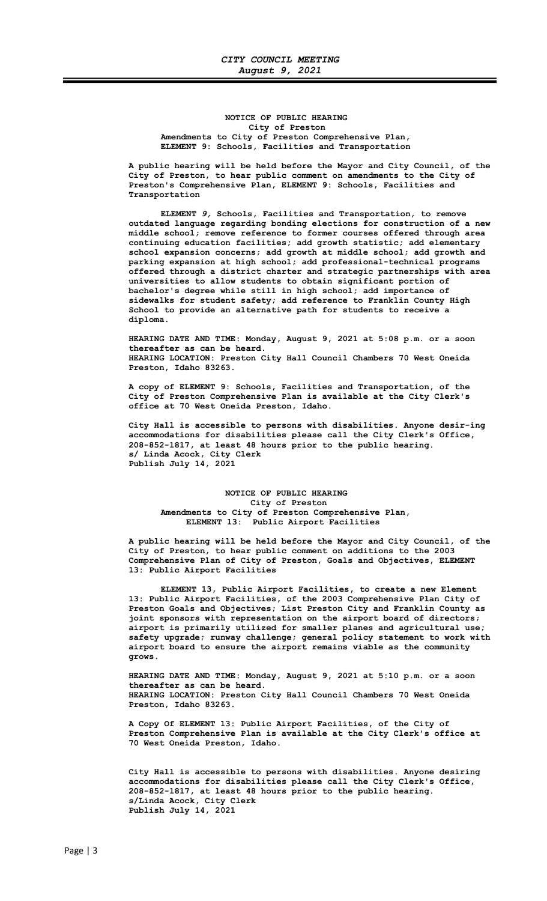**NOTICE OF PUBLIC HEARING**
**City of Preston**
**Amendments to City of Preston Comprehensive Plan,**
**ELEMENT 9: Schools, Facilities and Transportation**

**A public hearing will be held before the Mayor and City Council, of the City of Preston, to hear public comment on amendments to the City of Preston's Comprehensive Plan, ELEMENT 9: Schools, Facilities and Transportation**

**ELEMENT *9,* Schools, Facilities and Transportation, to remove outdated language regarding bonding elections for construction of a new middle school; remove reference to former courses offered through area continuing education facilities; add growth statistic; add elementary school expansion concerns; add growth at middle school; add growth and parking expansion at high school; add professional-technical programs offered through a district charter and strategic partnerships with area universities to allow students to obtain significant portion of bachelor's degree while still in high school; add importance of sidewalks for student safety; add reference to Franklin County High School to provide an alternative path for students to receive a diploma.**

**HEARING DATE AND TIME: Monday, August 9, 2021 at 5:08 p.m. or a soon thereafter as can be heard.**
**HEARING LOCATION: Preston City Hall Council Chambers 70 West Oneida Preston, Idaho 83263.**

**A copy of ELEMENT 9: Schools, Facilities and Transportation, of the City of Preston Comprehensive Plan is available at the City Clerk's office at 70 West Oneida Preston, Idaho.**

**City Hall is accessible to persons with disabilities. Anyone desir-ing accommodations for disabilities please call the City Clerk's Office, 208-852-1817, at least 48 hours prior to the public hearing.**
**s/ Linda Acock, City Clerk**
**Publish July 14, 2021**

**NOTICE OF PUBLIC HEARING**
**City of Preston**
**Amendments to City of Preston Comprehensive Plan,**
**ELEMENT 13: Public Airport Facilities**

**A public hearing will be held before the Mayor and City Council, of the City of Preston, to hear public comment on additions to the 2003 Comprehensive Plan of City of Preston, Goals and Objectives, ELEMENT 13: Public Airport Facilities**

**ELEMENT 13, Public Airport Facilities, to create a new Element 13: Public Airport Facilities, of the 2003 Comprehensive Plan City of Preston Goals and Objectives; List Preston City and Franklin County as joint sponsors with representation on the airport board of directors; airport is primarily utilized for smaller planes and agricultural use; safety upgrade; runway challenge; general policy statement to work with airport board to ensure the airport remains viable as the community grows.**

**HEARING DATE AND TIME: Monday, August 9, 2021 at 5:10 p.m. or a soon thereafter as can be heard.**
**HEARING LOCATION: Preston City Hall Council Chambers 70 West Oneida Preston, Idaho 83263.**

**A Copy Of ELEMENT 13: Public Airport Facilities, of the City of Preston Comprehensive Plan is available at the City Clerk's office at 70 West Oneida Preston, Idaho.**

**City Hall is accessible to persons with disabilities. Anyone desiring accommodations for disabilities please call the City Clerk's Office, 208-852-1817, at least 48 hours prior to the public hearing.**
**s/Linda Acock, City Clerk**
**Publish July 14, 2021**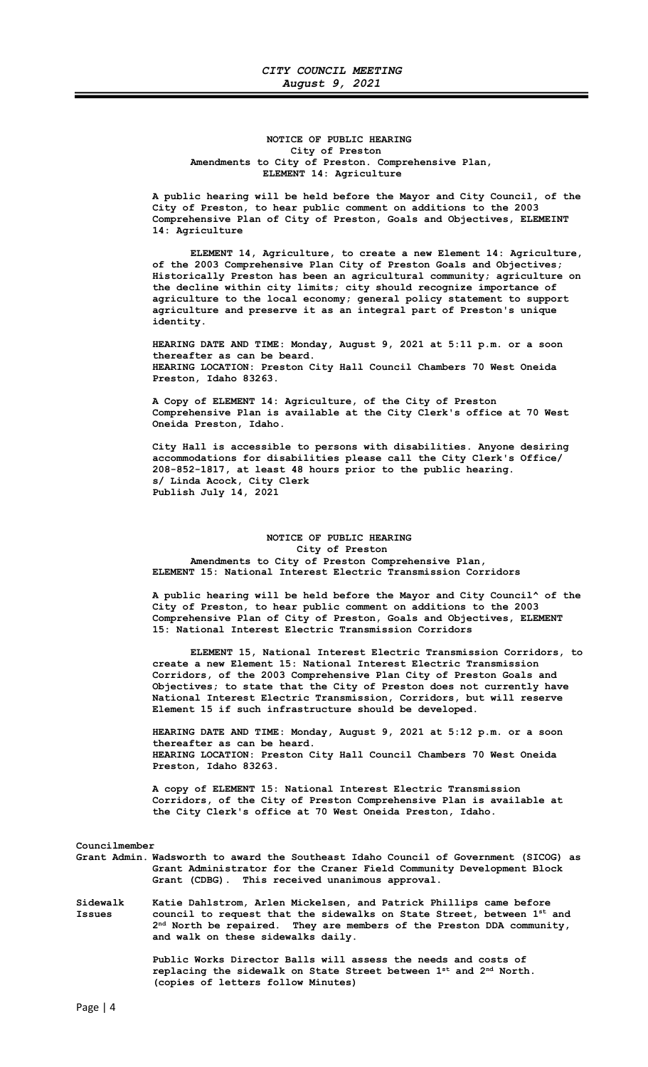**NOTICE OF PUBLIC HEARING**
**City of Preston**
**Amendments to City of Preston. Comprehensive Plan,**
**ELEMENT 14: Agriculture**

**A public hearing will be held before the Mayor and City Council, of the City of Preston, to hear public comment on additions to the 2003 Comprehensive Plan of City of Preston, Goals and Objectives, ELEMEINT 14: Agriculture**

**ELEMENT 14, Agriculture, to create a new Element 14: Agriculture, of the 2003 Comprehensive Plan City of Preston Goals and Objectives; Historically Preston has been an agricultural community; agriculture on the decline within city limits; city should recognize importance of agriculture to the local economy; general policy statement to support agriculture and preserve it as an integral part of Preston's unique identity.**

**HEARING DATE AND TIME: Monday, August 9, 2021 at 5:11 p.m. or a soon thereafter as can be beard.**
**HEARING LOCATION: Preston City Hall Council Chambers 70 West Oneida Preston, Idaho 83263.**

**A Copy of ELEMENT 14: Agriculture, of the City of Preston Comprehensive Plan is available at the City Clerk's office at 70 West Oneida Preston, Idaho.**

**City Hall is accessible to persons with disabilities. Anyone desiring accommodations for disabilities please call the City Clerk's Office/ 208-852-1817, at least 48 hours prior to the public hearing.**
**s/ Linda Acock, City Clerk**
**Publish July 14, 2021**

**NOTICE OF PUBLIC HEARING**
**City of Preston**
**Amendments to City of Preston Comprehensive Plan,**
**ELEMENT 15: National Interest Electric Transmission Corridors**

**A public hearing will be held before the Mayor and City Council^ of the City of Preston, to hear public comment on additions to the 2003 Comprehensive Plan of City of Preston, Goals and Objectives, ELEMENT 15: National Interest Electric Transmission Corridors**

**ELEMENT 15, National Interest Electric Transmission Corridors, to create a new Element 15: National Interest Electric Transmission Corridors, of the 2003 Comprehensive Plan City of Preston Goals and Objectives; to state that the City of Preston does not currently have National Interest Electric Transmission, Corridors, but will reserve Element 15 if such infrastructure should be developed.**

**HEARING DATE AND TIME: Monday, August 9, 2021 at 5:12 p.m. or a soon thereafter as can be heard.**
**HEARING LOCATION: Preston City Hall Council Chambers 70 West Oneida Preston, Idaho 83263.**

**A copy of ELEMENT 15: National Interest Electric Transmission Corridors, of the City of Preston Comprehensive Plan is available at the City Clerk's office at 70 West Oneida Preston, Idaho.**

**Grant Admin.** **Councilmember Wadsworth to award the Southeast Idaho Council of Government (SICOG) as Grant Administrator for the Craner Field Community Development Block Grant (CDBG). This received unanimous approval.**

**Sidewalk Issues** **Katie Dahlstrom, Arlen Mickelsen, and Patrick Phillips came before council to request that the sidewalks on State Street, between 1st and 2nd North be repaired. They are members of the Preston DDA community, and walk on these sidewalks daily.**

**Public Works Director Balls will assess the needs and costs of replacing the sidewalk on State Street between 1st and 2nd North. (copies of letters follow Minutes)**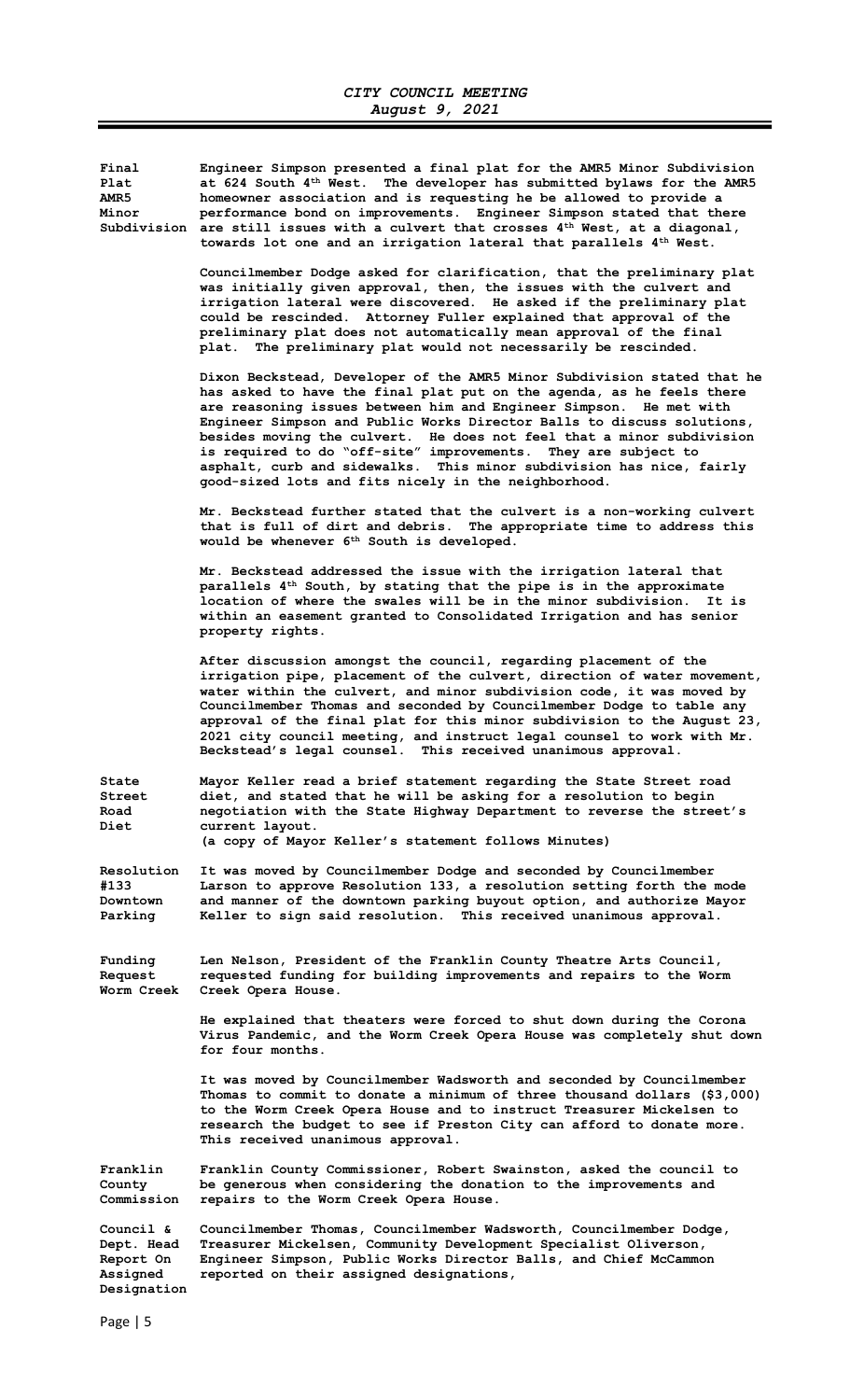**Final Plat AMR5 Minor Subdivision**

Engineer Simpson presented a final plat for the AMR5 Minor Subdivision at 624 South 4th West. The developer has submitted bylaws for the AMR5 homeowner association and is requesting he be allowed to provide a performance bond on improvements. Engineer Simpson stated that there are still issues with a culvert that crosses 4th West, at a diagonal, towards lot one and an irrigation lateral that parallels 4th West.

Councilmember Dodge asked for clarification, that the preliminary plat was initially given approval, then, the issues with the culvert and irrigation lateral were discovered. He asked if the preliminary plat could be rescinded. Attorney Fuller explained that approval of the preliminary plat does not automatically mean approval of the final plat. The preliminary plat would not necessarily be rescinded.

Dixon Beckstead, Developer of the AMR5 Minor Subdivision stated that he has asked to have the final plat put on the agenda, as he feels there are reasoning issues between him and Engineer Simpson. He met with Engineer Simpson and Public Works Director Balls to discuss solutions, besides moving the culvert. He does not feel that a minor subdivision is required to do "off-site" improvements. They are subject to asphalt, curb and sidewalks. This minor subdivision has nice, fairly good-sized lots and fits nicely in the neighborhood.

Mr. Beckstead further stated that the culvert is a non-working culvert that is full of dirt and debris. The appropriate time to address this would be whenever 6th South is developed.

Mr. Beckstead addressed the issue with the irrigation lateral that parallels 4th South, by stating that the pipe is in the approximate location of where the swales will be in the minor subdivision. It is within an easement granted to Consolidated Irrigation and has senior property rights.

After discussion amongst the council, regarding placement of the irrigation pipe, placement of the culvert, direction of water movement, water within the culvert, and minor subdivision code, it was moved by Councilmember Thomas and seconded by Councilmember Dodge to table any approval of the final plat for this minor subdivision to the August 23, 2021 city council meeting, and instruct legal counsel to work with Mr. Beckstead's legal counsel. This received unanimous approval.

**State Street Road Diet**

Mayor Keller read a brief statement regarding the State Street road diet, and stated that he will be asking for a resolution to begin negotiation with the State Highway Department to reverse the street's current layout.
(a copy of Mayor Keller's statement follows Minutes)

**Resolution #133 Downtown Parking**

It was moved by Councilmember Dodge and seconded by Councilmember Larson to approve Resolution 133, a resolution setting forth the mode and manner of the downtown parking buyout option, and authorize Mayor Keller to sign said resolution. This received unanimous approval.

**Funding Request Worm Creek**

Len Nelson, President of the Franklin County Theatre Arts Council, requested funding for building improvements and repairs to the Worm Creek Opera House.

He explained that theaters were forced to shut down during the Corona Virus Pandemic, and the Worm Creek Opera House was completely shut down for four months.

It was moved by Councilmember Wadsworth and seconded by Councilmember Thomas to commit to donate a minimum of three thousand dollars ($3,000) to the Worm Creek Opera House and to instruct Treasurer Mickelsen to research the budget to see if Preston City can afford to donate more. This received unanimous approval.

**Franklin County Commission**

Franklin County Commissioner, Robert Swainston, asked the council to be generous when considering the donation to the improvements and repairs to the Worm Creek Opera House.

**Council & Dept. Head Report On Assigned Designation**

Councilmember Thomas, Councilmember Wadsworth, Councilmember Dodge, Treasurer Mickelsen, Community Development Specialist Oliverson, Engineer Simpson, Public Works Director Balls, and Chief McCammon reported on their assigned designations,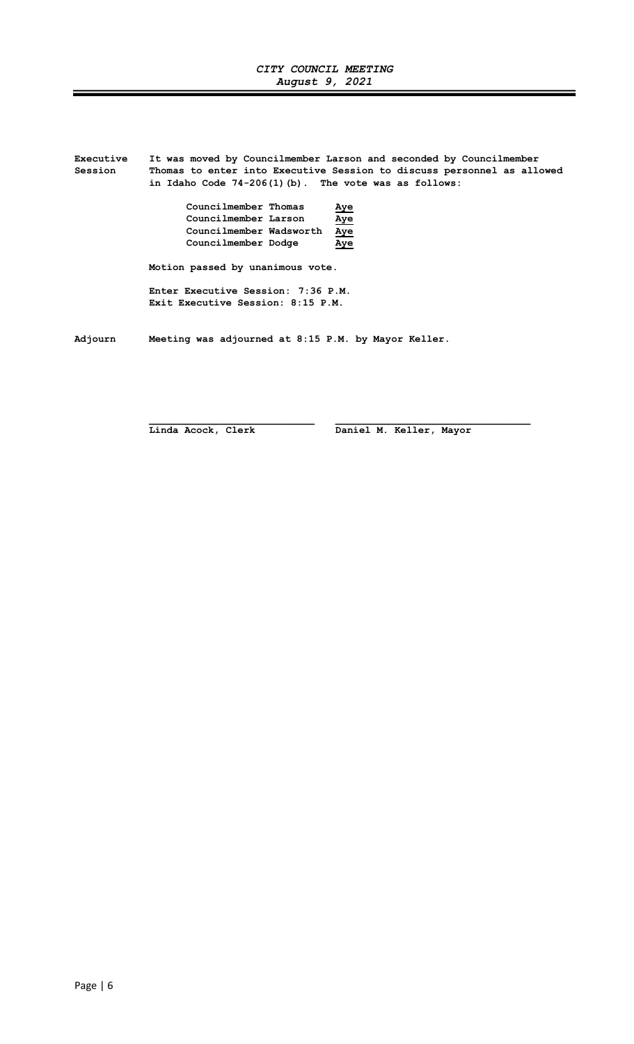**Executive Session** It was moved by Councilmember Larson and seconded by Councilmember Thomas to enter into Executive Session to discuss personnel as allowed in Idaho Code 74-206(1)(b). The vote was as follows:

| | |
|---|---|
| Councilmember Thomas | Aye |
| Councilmember Larson | Aye |
| Councilmember Wadsworth | Aye |
| Councilmember Dodge | Aye |

Motion passed by unanimous vote.

Enter Executive Session: 7:36 P.M.
Exit Executive Session: 8:15 P.M.

**Adjourn** Meeting was adjourned at 8:15 P.M. by Mayor Keller.

\_\_\_\_\_\_\_\_\_\_\_\_\_\_\_\_\_\_\_\_\_\_\_\_\_\_
Linda Acock, Clerk

\_\_\_\_\_\_\_\_\_\_\_\_\_\_\_\_\_\_\_\_\_\_\_\_\_\_
Daniel M. Keller, Mayor